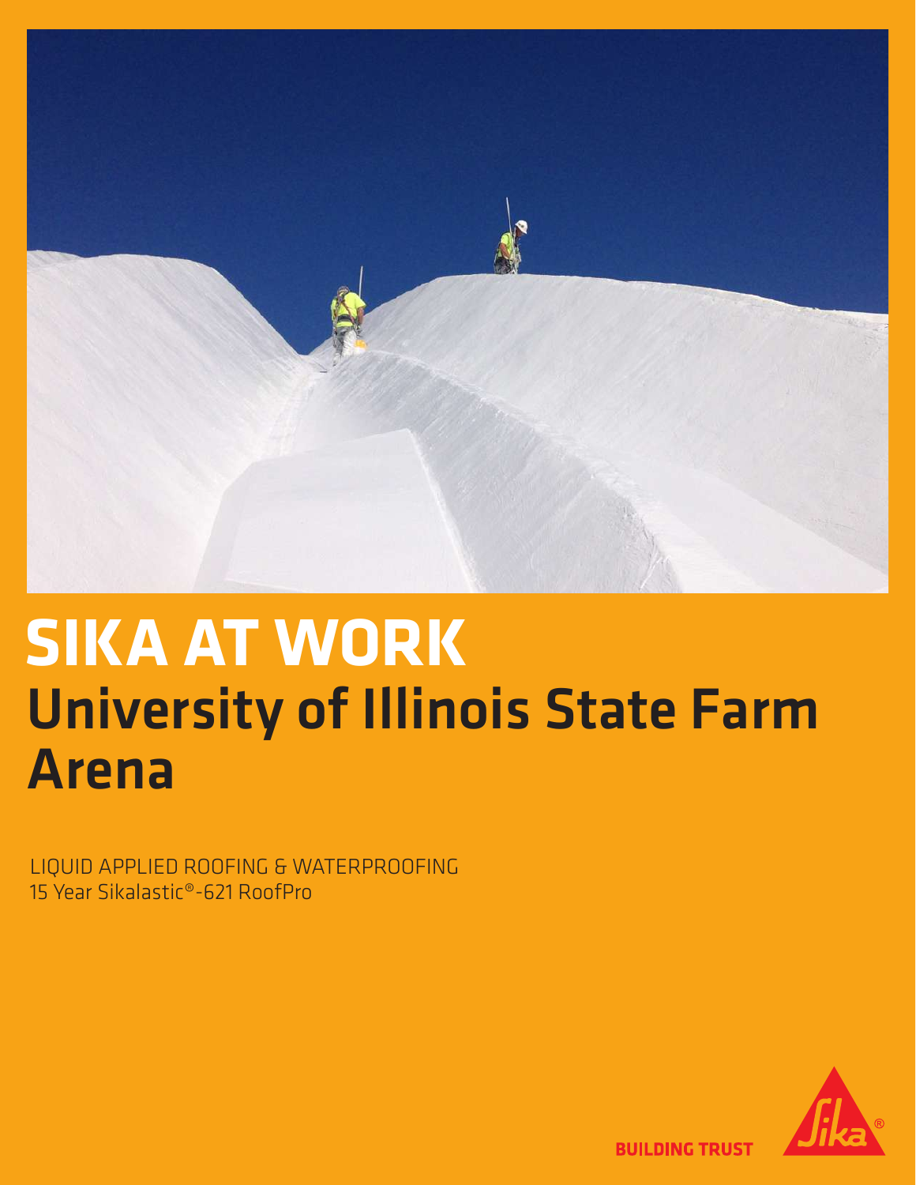# SIKA AT WORK

## University of Illinois State Farm Arena

LIQUID APPLIED ROOFING & WATERPROOFING
15 Year Sikalastic®-621 RoofPro

BUILDING TRUST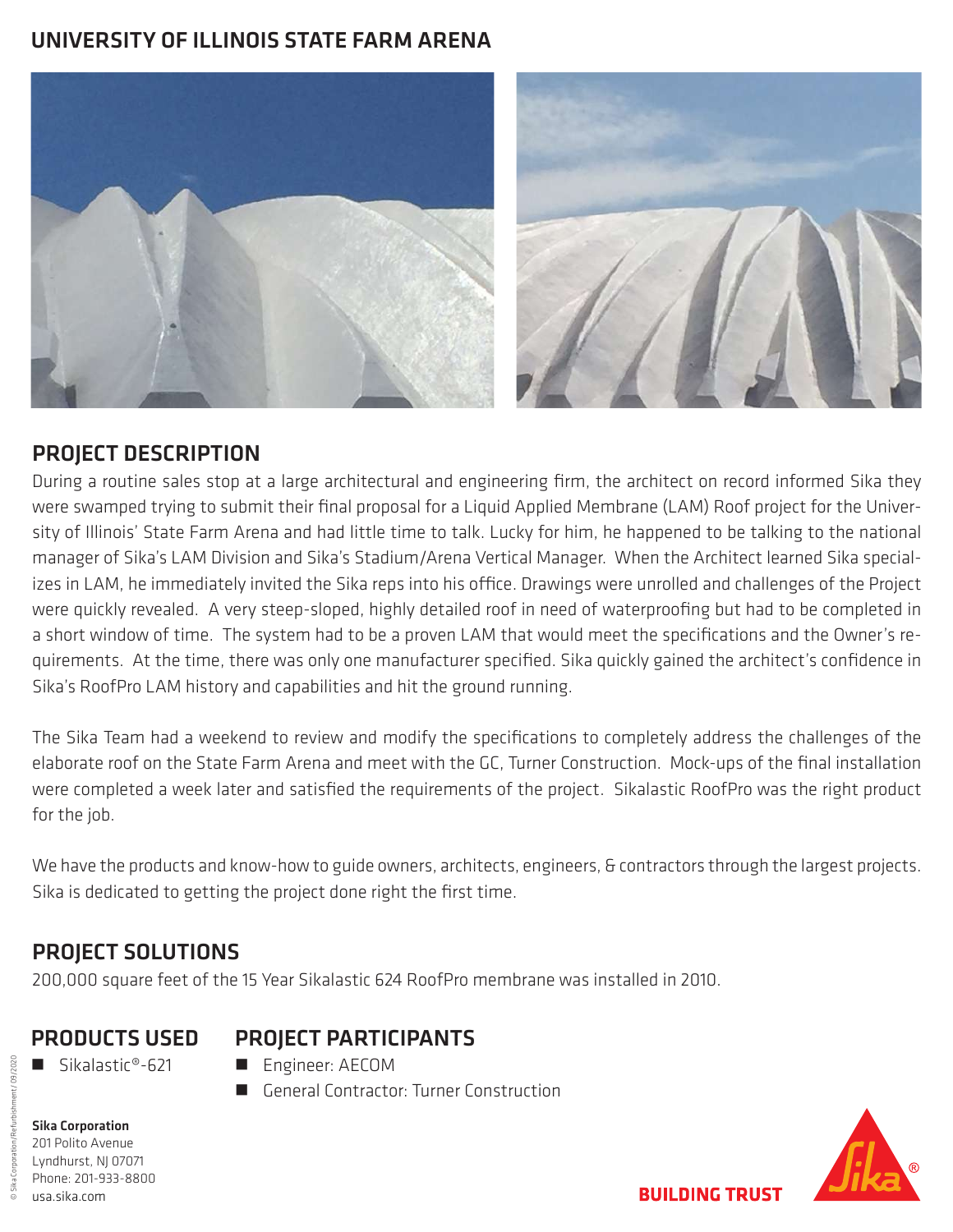# UNIVERSITY OF ILLINOIS STATE FARM ARENA

## PROJECT DESCRIPTION

During a routine sales stop at a large architectural and engineering firm, the architect on record informed Sika they were swamped trying to submit their final proposal for a Liquid Applied Membrane (LAM) Roof project for the University of Illinois' State Farm Arena and had little time to talk. Lucky for him, he happened to be talking to the national manager of Sika's LAM Division and Sika's Stadium/Arena Vertical Manager. When the Architect learned Sika specializes in LAM, he immediately invited the Sika reps into his office. Drawings were unrolled and challenges of the Project were quickly revealed. A very steep-sloped, highly detailed roof in need of waterproofing but had to be completed in a short window of time. The system had to be a proven LAM that would meet the specifications and the Owner's requirements. At the time, there was only one manufacturer specified. Sika quickly gained the architect's confidence in Sika's RoofPro LAM history and capabilities and hit the ground running.

The Sika Team had a weekend to review and modify the specifications to completely address the challenges of the elaborate roof on the State Farm Arena and meet with the GC, Turner Construction. Mock-ups of the final installation were completed a week later and satisfied the requirements of the project. Sikalastic RoofPro was the right product for the job.

We have the products and know-how to guide owners, architects, engineers, & contractors through the largest projects. Sika is dedicated to getting the project done right the first time.

## PROJECT SOLUTIONS

200,000 square feet of the 15 Year Sikalastic 624 RoofPro membrane was installed in 2010.

## PRODUCTS USED

- Sikalastic®-621

## PROJECT PARTICIPANTS

- Engineer: AECOM
- General Contractor: Turner Construction

**Sika Corporation**
201 Polito Avenue
Lyndhurst, NJ 07071
Phone: 201-933-8800
usa.sika.com

© Sika Corporation/Refurbishment/ 09/2020

**BUILDING TRUST**